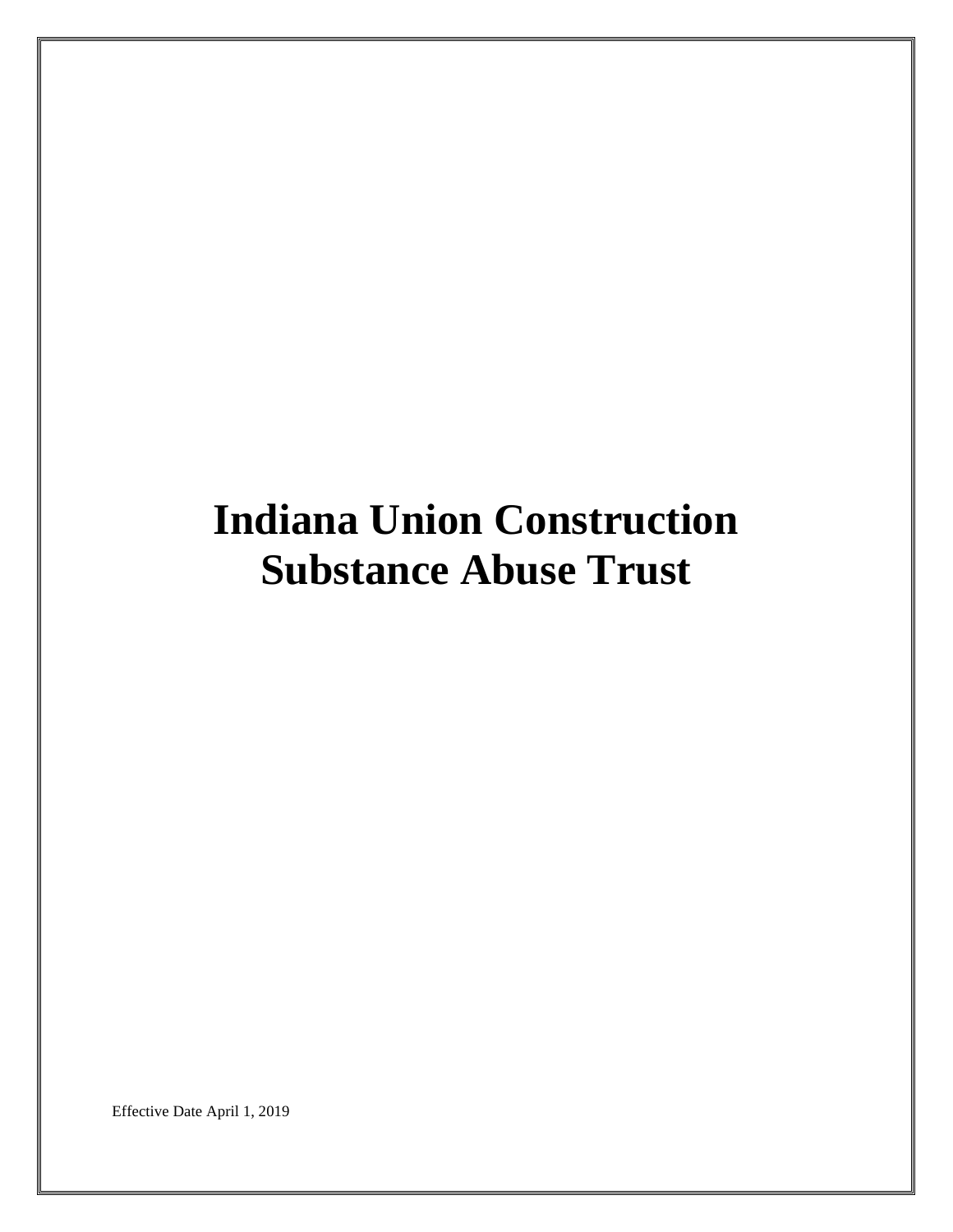# Indiana Union Construction Substance Abuse Trust

Effective Date April 1, 2019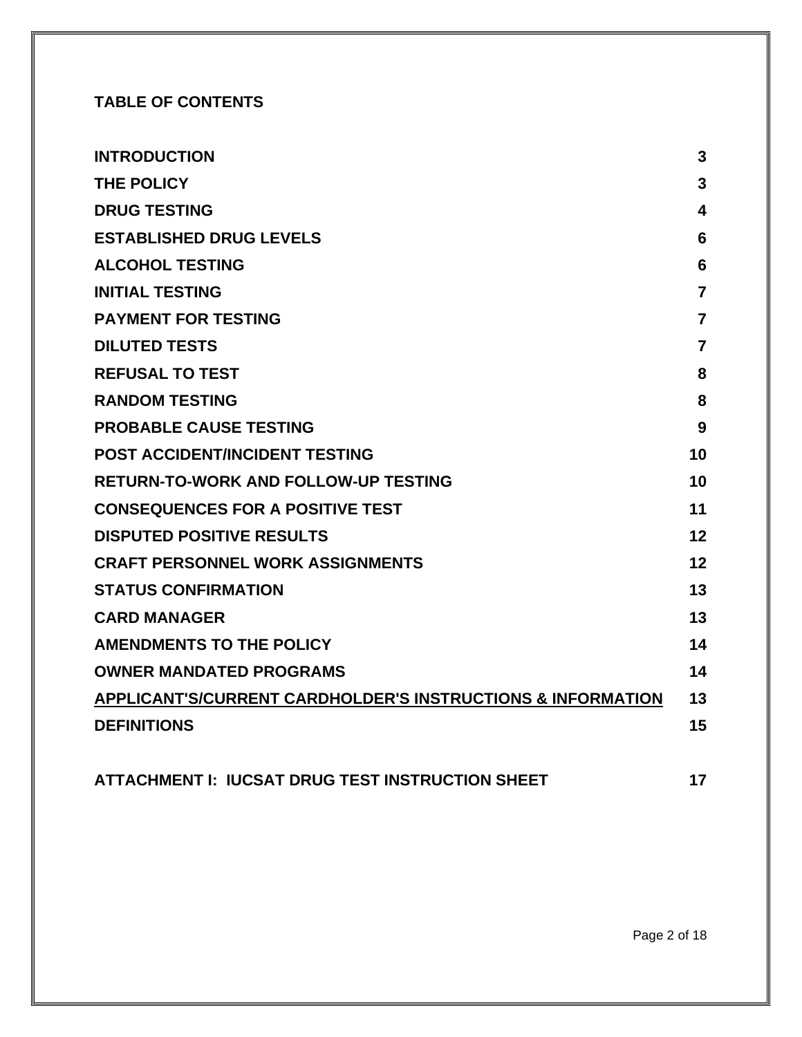## TABLE OF CONTENTS

| | |
|---|---|
| **INTRODUCTION** | **3** |
| **THE POLICY** | **3** |
| **DRUG TESTING** | **4** |
| **ESTABLISHED DRUG LEVELS** | **6** |
| **ALCOHOL TESTING** | **6** |
| **INITIAL TESTING** | **7** |
| **PAYMENT FOR TESTING** | **7** |
| **DILUTED TESTS** | **7** |
| **REFUSAL TO TEST** | **8** |
| **RANDOM TESTING** | **8** |
| **PROBABLE CAUSE TESTING** | **9** |
| **POST ACCIDENT/INCIDENT TESTING** | **10** |
| **RETURN-TO-WORK AND FOLLOW-UP TESTING** | **10** |
| **CONSEQUENCES FOR A POSITIVE TEST** | **11** |
| **DISPUTED POSITIVE RESULTS** | **12** |
| **CRAFT PERSONNEL WORK ASSIGNMENTS** | **12** |
| **STATUS CONFIRMATION** | **13** |
| **CARD MANAGER** | **13** |
| **AMENDMENTS TO THE POLICY** | **14** |
| **OWNER MANDATED PROGRAMS** | **14** |
| **APPLICANT'S/CURRENT CARDHOLDER'S INSTRUCTIONS & INFORMATION** | **13** |
| **DEFINITIONS** | **15** |
| | |
| **ATTACHMENT I: IUCSAT DRUG TEST INSTRUCTION SHEET** | **17** |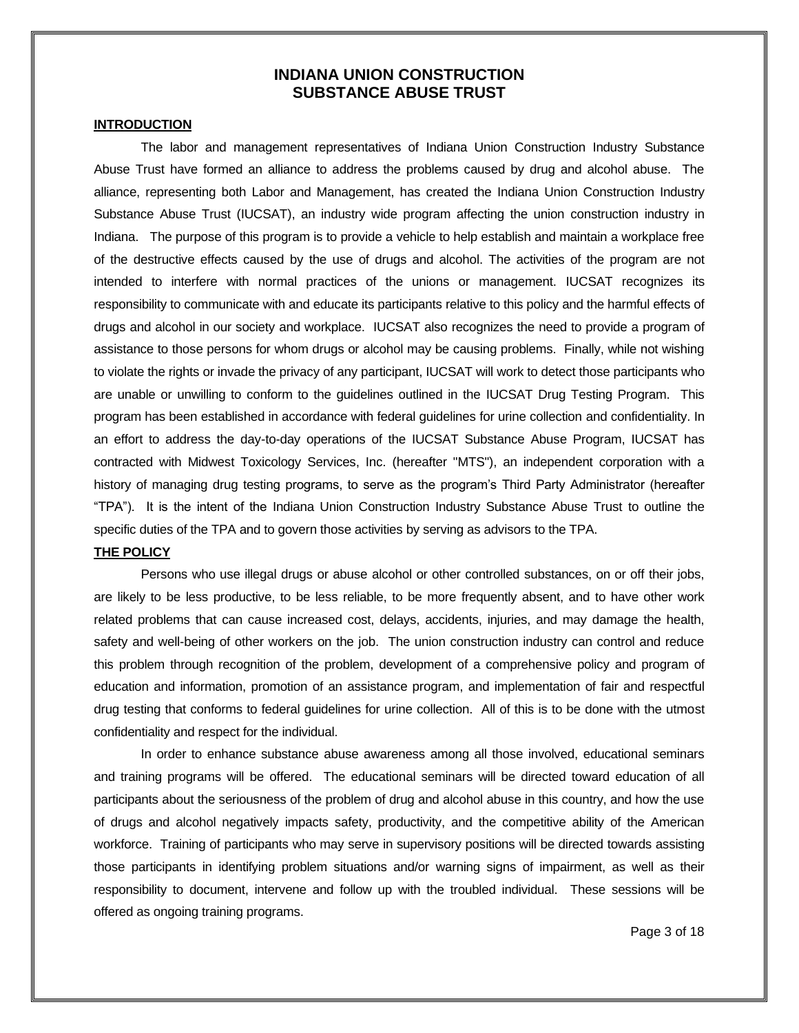# INDIANA UNION CONSTRUCTION SUBSTANCE ABUSE TRUST

## INTRODUCTION

The labor and management representatives of Indiana Union Construction Industry Substance Abuse Trust have formed an alliance to address the problems caused by drug and alcohol abuse. The alliance, representing both Labor and Management, has created the Indiana Union Construction Industry Substance Abuse Trust (IUCSAT), an industry wide program affecting the union construction industry in Indiana. The purpose of this program is to provide a vehicle to help establish and maintain a workplace free of the destructive effects caused by the use of drugs and alcohol. The activities of the program are not intended to interfere with normal practices of the unions or management. IUCSAT recognizes its responsibility to communicate with and educate its participants relative to this policy and the harmful effects of drugs and alcohol in our society and workplace. IUCSAT also recognizes the need to provide a program of assistance to those persons for whom drugs or alcohol may be causing problems. Finally, while not wishing to violate the rights or invade the privacy of any participant, IUCSAT will work to detect those participants who are unable or unwilling to conform to the guidelines outlined in the IUCSAT Drug Testing Program. This program has been established in accordance with federal guidelines for urine collection and confidentiality. In an effort to address the day-to-day operations of the IUCSAT Substance Abuse Program, IUCSAT has contracted with Midwest Toxicology Services, Inc. (hereafter "MTS"), an independent corporation with a history of managing drug testing programs, to serve as the program's Third Party Administrator (hereafter "TPA"). It is the intent of the Indiana Union Construction Industry Substance Abuse Trust to outline the specific duties of the TPA and to govern those activities by serving as advisors to the TPA.

## THE POLICY

Persons who use illegal drugs or abuse alcohol or other controlled substances, on or off their jobs, are likely to be less productive, to be less reliable, to be more frequently absent, and to have other work related problems that can cause increased cost, delays, accidents, injuries, and may damage the health, safety and well-being of other workers on the job. The union construction industry can control and reduce this problem through recognition of the problem, development of a comprehensive policy and program of education and information, promotion of an assistance program, and implementation of fair and respectful drug testing that conforms to federal guidelines for urine collection. All of this is to be done with the utmost confidentiality and respect for the individual.

In order to enhance substance abuse awareness among all those involved, educational seminars and training programs will be offered. The educational seminars will be directed toward education of all participants about the seriousness of the problem of drug and alcohol abuse in this country, and how the use of drugs and alcohol negatively impacts safety, productivity, and the competitive ability of the American workforce. Training of participants who may serve in supervisory positions will be directed towards assisting those participants in identifying problem situations and/or warning signs of impairment, as well as their responsibility to document, intervene and follow up with the troubled individual. These sessions will be offered as ongoing training programs.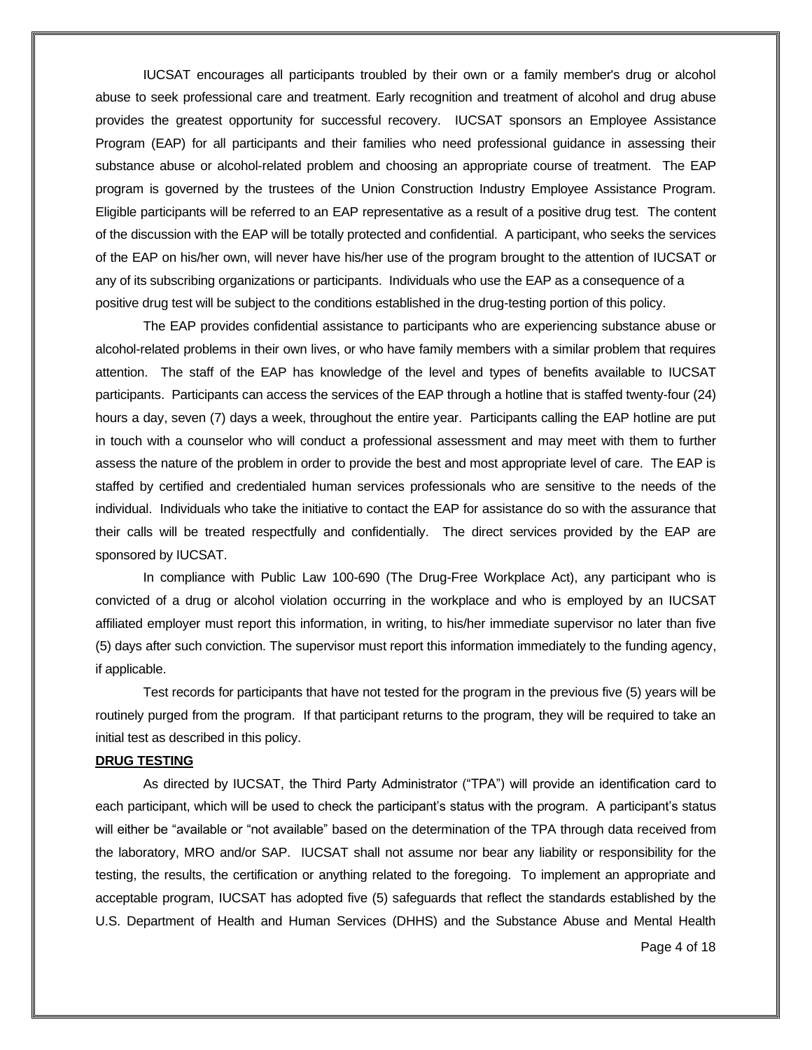IUCSAT encourages all participants troubled by their own or a family member's drug or alcohol abuse to seek professional care and treatment. Early recognition and treatment of alcohol and drug abuse provides the greatest opportunity for successful recovery. IUCSAT sponsors an Employee Assistance Program (EAP) for all participants and their families who need professional guidance in assessing their substance abuse or alcohol-related problem and choosing an appropriate course of treatment. The EAP program is governed by the trustees of the Union Construction Industry Employee Assistance Program. Eligible participants will be referred to an EAP representative as a result of a positive drug test. The content of the discussion with the EAP will be totally protected and confidential. A participant, who seeks the services of the EAP on his/her own, will never have his/her use of the program brought to the attention of IUCSAT or any of its subscribing organizations or participants. Individuals who use the EAP as a consequence of a positive drug test will be subject to the conditions established in the drug-testing portion of this policy.

The EAP provides confidential assistance to participants who are experiencing substance abuse or alcohol-related problems in their own lives, or who have family members with a similar problem that requires attention. The staff of the EAP has knowledge of the level and types of benefits available to IUCSAT participants. Participants can access the services of the EAP through a hotline that is staffed twenty-four (24) hours a day, seven (7) days a week, throughout the entire year. Participants calling the EAP hotline are put in touch with a counselor who will conduct a professional assessment and may meet with them to further assess the nature of the problem in order to provide the best and most appropriate level of care. The EAP is staffed by certified and credentialed human services professionals who are sensitive to the needs of the individual. Individuals who take the initiative to contact the EAP for assistance do so with the assurance that their calls will be treated respectfully and confidentially. The direct services provided by the EAP are sponsored by IUCSAT.

In compliance with Public Law 100-690 (The Drug-Free Workplace Act), any participant who is convicted of a drug or alcohol violation occurring in the workplace and who is employed by an IUCSAT affiliated employer must report this information, in writing, to his/her immediate supervisor no later than five (5) days after such conviction. The supervisor must report this information immediately to the funding agency, if applicable.

Test records for participants that have not tested for the program in the previous five (5) years will be routinely purged from the program. If that participant returns to the program, they will be required to take an initial test as described in this policy.

**DRUG TESTING**

As directed by IUCSAT, the Third Party Administrator ("TPA") will provide an identification card to each participant, which will be used to check the participant's status with the program. A participant's status will either be "available or "not available" based on the determination of the TPA through data received from the laboratory, MRO and/or SAP. IUCSAT shall not assume nor bear any liability or responsibility for the testing, the results, the certification or anything related to the foregoing. To implement an appropriate and acceptable program, IUCSAT has adopted five (5) safeguards that reflect the standards established by the U.S. Department of Health and Human Services (DHHS) and the Substance Abuse and Mental Health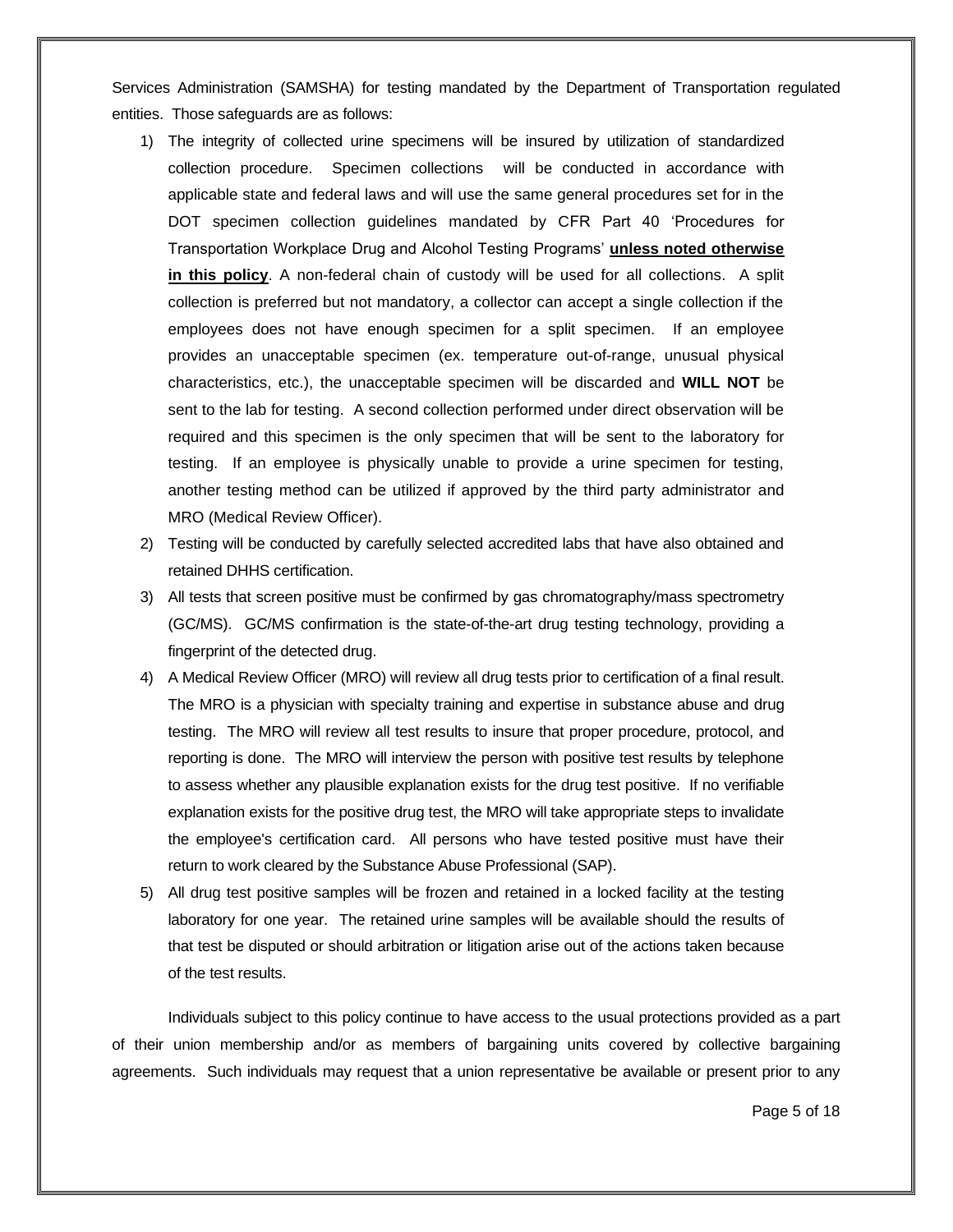Services Administration (SAMSHA) for testing mandated by the Department of Transportation regulated entities. Those safeguards are as follows:

1) The integrity of collected urine specimens will be insured by utilization of standardized collection procedure. Specimen collections will be conducted in accordance with applicable state and federal laws and will use the same general procedures set for in the DOT specimen collection guidelines mandated by CFR Part 40 'Procedures for Transportation Workplace Drug and Alcohol Testing Programs' **unless noted otherwise in this policy**. A non-federal chain of custody will be used for all collections. A split collection is preferred but not mandatory, a collector can accept a single collection if the employees does not have enough specimen for a split specimen. If an employee provides an unacceptable specimen (ex. temperature out-of-range, unusual physical characteristics, etc.), the unacceptable specimen will be discarded and **WILL NOT** be sent to the lab for testing. A second collection performed under direct observation will be required and this specimen is the only specimen that will be sent to the laboratory for testing. If an employee is physically unable to provide a urine specimen for testing, another testing method can be utilized if approved by the third party administrator and MRO (Medical Review Officer).
2) Testing will be conducted by carefully selected accredited labs that have also obtained and retained DHHS certification.
3) All tests that screen positive must be confirmed by gas chromatography/mass spectrometry (GC/MS). GC/MS confirmation is the state-of-the-art drug testing technology, providing a fingerprint of the detected drug.
4) A Medical Review Officer (MRO) will review all drug tests prior to certification of a final result. The MRO is a physician with specialty training and expertise in substance abuse and drug testing. The MRO will review all test results to insure that proper procedure, protocol, and reporting is done. The MRO will interview the person with positive test results by telephone to assess whether any plausible explanation exists for the drug test positive. If no verifiable explanation exists for the positive drug test, the MRO will take appropriate steps to invalidate the employee's certification card. All persons who have tested positive must have their return to work cleared by the Substance Abuse Professional (SAP).
5) All drug test positive samples will be frozen and retained in a locked facility at the testing laboratory for one year. The retained urine samples will be available should the results of that test be disputed or should arbitration or litigation arise out of the actions taken because of the test results.

Individuals subject to this policy continue to have access to the usual protections provided as a part of their union membership and/or as members of bargaining units covered by collective bargaining agreements. Such individuals may request that a union representative be available or present prior to any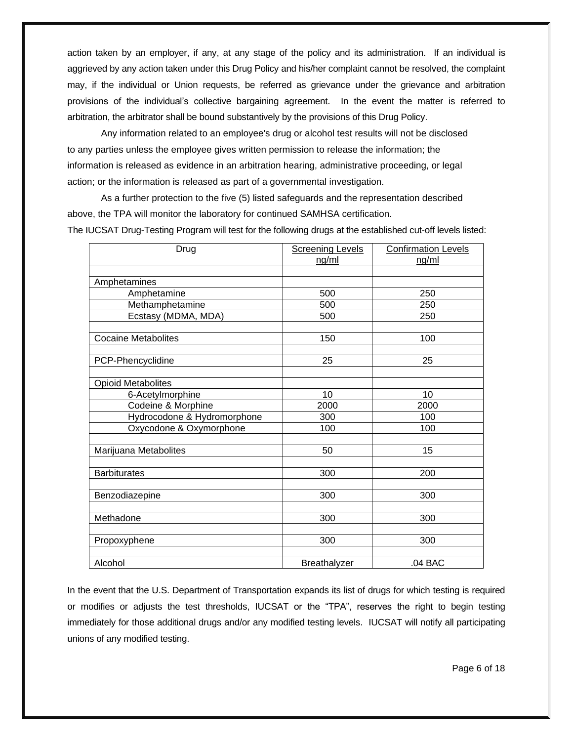action taken by an employer, if any, at any stage of the policy and its administration. If an individual is aggrieved by any action taken under this Drug Policy and his/her complaint cannot be resolved, the complaint may, if the individual or Union requests, be referred as grievance under the grievance and arbitration provisions of the individual's collective bargaining agreement. In the event the matter is referred to arbitration, the arbitrator shall be bound substantively by the provisions of this Drug Policy.

Any information related to an employee's drug or alcohol test results will not be disclosed to any parties unless the employee gives written permission to release the information; the information is released as evidence in an arbitration hearing, administrative proceeding, or legal action; or the information is released as part of a governmental investigation.

As a further protection to the five (5) listed safeguards and the representation described above, the TPA will monitor the laboratory for continued SAMHSA certification.

The IUCSAT Drug-Testing Program will test for the following drugs at the established cut-off levels listed:

| Drug | Screening Levels ng/ml | Confirmation Levels ng/ml |
|---|---|---|
| | | |
| Amphetamines | | |
| Amphetamine | 500 | 250 |
| Methamphetamine | 500 | 250 |
| Ecstasy (MDMA, MDA) | 500 | 250 |
| | | |
| Cocaine Metabolites | 150 | 100 |
| | | |
| PCP-Phencyclidine | 25 | 25 |
| | | |
| Opioid Metabolites | | |
| 6-Acetylmorphine | 10 | 10 |
| Codeine & Morphine | 2000 | 2000 |
| Hydrocodone & Hydromorphone | 300 | 100 |
| Oxycodone & Oxymorphone | 100 | 100 |
| | | |
| Marijuana Metabolites | 50 | 15 |
| | | |
| Barbiturates | 300 | 200 |
| | | |
| Benzodiazepine | 300 | 300 |
| | | |
| Methadone | 300 | 300 |
| | | |
| Propoxyphene | 300 | 300 |
| | | |
| Alcohol | Breathalyzer | .04 BAC |

In the event that the U.S. Department of Transportation expands its list of drugs for which testing is required or modifies or adjusts the test thresholds, IUCSAT or the "TPA", reserves the right to begin testing immediately for those additional drugs and/or any modified testing levels. IUCSAT will notify all participating unions of any modified testing.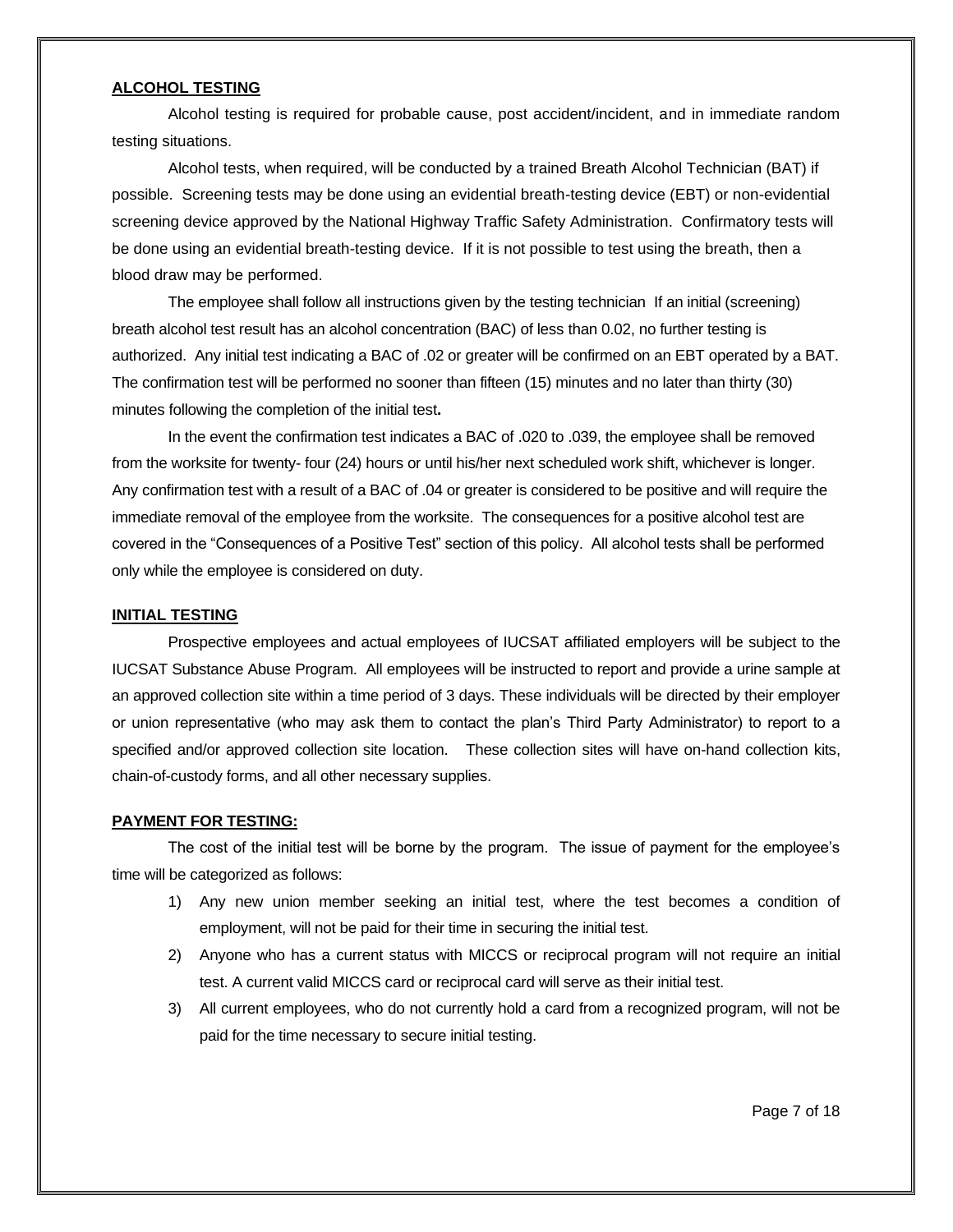**ALCOHOL TESTING**

Alcohol testing is required for probable cause, post accident/incident, and in immediate random testing situations.

Alcohol tests, when required, will be conducted by a trained Breath Alcohol Technician (BAT) if possible. Screening tests may be done using an evidential breath-testing device (EBT) or non-evidential screening device approved by the National Highway Traffic Safety Administration. Confirmatory tests will be done using an evidential breath-testing device. If it is not possible to test using the breath, then a blood draw may be performed.

The employee shall follow all instructions given by the testing technician If an initial (screening) breath alcohol test result has an alcohol concentration (BAC) of less than 0.02, no further testing is authorized. Any initial test indicating a BAC of .02 or greater will be confirmed on an EBT operated by a BAT. The confirmation test will be performed no sooner than fifteen (15) minutes and no later than thirty (30) minutes following the completion of the initial test**.**

In the event the confirmation test indicates a BAC of .020 to .039, the employee shall be removed from the worksite for twenty- four (24) hours or until his/her next scheduled work shift, whichever is longer. Any confirmation test with a result of a BAC of .04 or greater is considered to be positive and will require the immediate removal of the employee from the worksite. The consequences for a positive alcohol test are covered in the "Consequences of a Positive Test" section of this policy. All alcohol tests shall be performed only while the employee is considered on duty.

**INITIAL TESTING**

Prospective employees and actual employees of IUCSAT affiliated employers will be subject to the IUCSAT Substance Abuse Program. All employees will be instructed to report and provide a urine sample at an approved collection site within a time period of 3 days. These individuals will be directed by their employer or union representative (who may ask them to contact the plan's Third Party Administrator) to report to a specified and/or approved collection site location. These collection sites will have on-hand collection kits, chain-of-custody forms, and all other necessary supplies.

**PAYMENT FOR TESTING:**

The cost of the initial test will be borne by the program. The issue of payment for the employee's time will be categorized as follows:

1) Any new union member seeking an initial test, where the test becomes a condition of employment, will not be paid for their time in securing the initial test.
2) Anyone who has a current status with MICCS or reciprocal program will not require an initial test. A current valid MICCS card or reciprocal card will serve as their initial test.
3) All current employees, who do not currently hold a card from a recognized program, will not be paid for the time necessary to secure initial testing.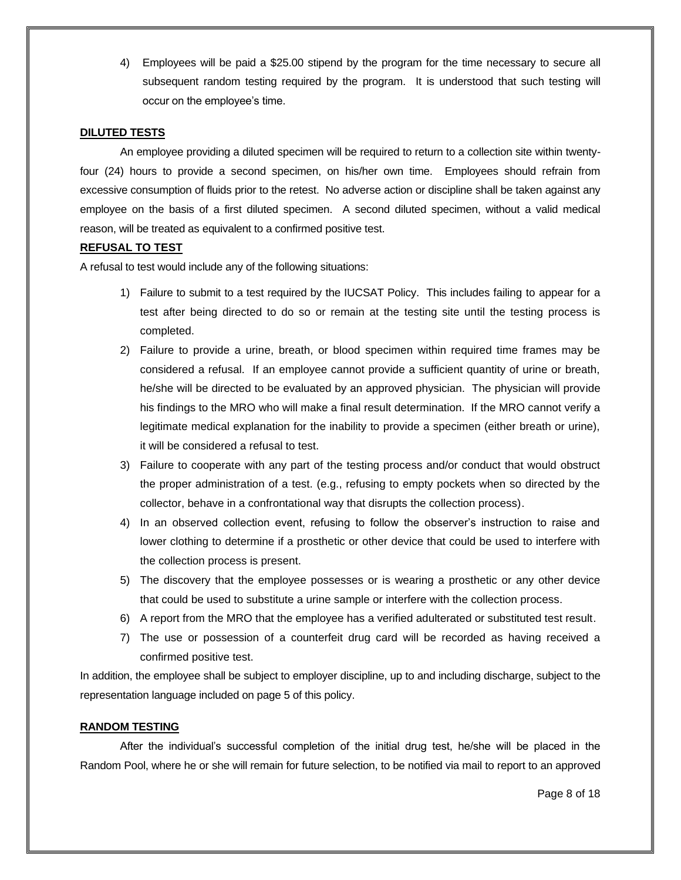4) Employees will be paid a $25.00 stipend by the program for the time necessary to secure all subsequent random testing required by the program. It is understood that such testing will occur on the employee's time.

**DILUTED TESTS**

An employee providing a diluted specimen will be required to return to a collection site within twenty-four (24) hours to provide a second specimen, on his/her own time. Employees should refrain from excessive consumption of fluids prior to the retest. No adverse action or discipline shall be taken against any employee on the basis of a first diluted specimen. A second diluted specimen, without a valid medical reason, will be treated as equivalent to a confirmed positive test.

**REFUSAL TO TEST**

A refusal to test would include any of the following situations:

1) Failure to submit to a test required by the IUCSAT Policy. This includes failing to appear for a test after being directed to do so or remain at the testing site until the testing process is completed.
2) Failure to provide a urine, breath, or blood specimen within required time frames may be considered a refusal. If an employee cannot provide a sufficient quantity of urine or breath, he/she will be directed to be evaluated by an approved physician. The physician will provide his findings to the MRO who will make a final result determination. If the MRO cannot verify a legitimate medical explanation for the inability to provide a specimen (either breath or urine), it will be considered a refusal to test.
3) Failure to cooperate with any part of the testing process and/or conduct that would obstruct the proper administration of a test. (e.g., refusing to empty pockets when so directed by the collector, behave in a confrontational way that disrupts the collection process).
4) In an observed collection event, refusing to follow the observer's instruction to raise and lower clothing to determine if a prosthetic or other device that could be used to interfere with the collection process is present.
5) The discovery that the employee possesses or is wearing a prosthetic or any other device that could be used to substitute a urine sample or interfere with the collection process.
6) A report from the MRO that the employee has a verified adulterated or substituted test result.
7) The use or possession of a counterfeit drug card will be recorded as having received a confirmed positive test.

In addition, the employee shall be subject to employer discipline, up to and including discharge, subject to the representation language included on page 5 of this policy.

**RANDOM TESTING**

After the individual's successful completion of the initial drug test, he/she will be placed in the Random Pool, where he or she will remain for future selection, to be notified via mail to report to an approved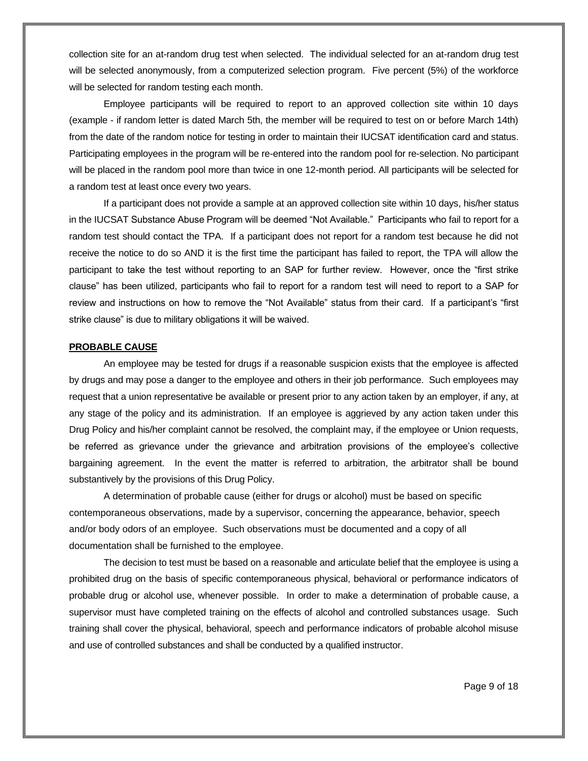collection site for an at-random drug test when selected. The individual selected for an at-random drug test will be selected anonymously, from a computerized selection program. Five percent (5%) of the workforce will be selected for random testing each month.

Employee participants will be required to report to an approved collection site within 10 days (example - if random letter is dated March 5th, the member will be required to test on or before March 14th) from the date of the random notice for testing in order to maintain their IUCSAT identification card and status. Participating employees in the program will be re-entered into the random pool for re-selection. No participant will be placed in the random pool more than twice in one 12-month period. All participants will be selected for a random test at least once every two years.

If a participant does not provide a sample at an approved collection site within 10 days, his/her status in the IUCSAT Substance Abuse Program will be deemed "Not Available." Participants who fail to report for a random test should contact the TPA. If a participant does not report for a random test because he did not receive the notice to do so AND it is the first time the participant has failed to report, the TPA will allow the participant to take the test without reporting to an SAP for further review. However, once the "first strike clause" has been utilized, participants who fail to report for a random test will need to report to a SAP for review and instructions on how to remove the "Not Available" status from their card. If a participant's "first strike clause" is due to military obligations it will be waived.

**PROBABLE CAUSE**

An employee may be tested for drugs if a reasonable suspicion exists that the employee is affected by drugs and may pose a danger to the employee and others in their job performance. Such employees may request that a union representative be available or present prior to any action taken by an employer, if any, at any stage of the policy and its administration. If an employee is aggrieved by any action taken under this Drug Policy and his/her complaint cannot be resolved, the complaint may, if the employee or Union requests, be referred as grievance under the grievance and arbitration provisions of the employee's collective bargaining agreement. In the event the matter is referred to arbitration, the arbitrator shall be bound substantively by the provisions of this Drug Policy.

A determination of probable cause (either for drugs or alcohol) must be based on specific contemporaneous observations, made by a supervisor, concerning the appearance, behavior, speech and/or body odors of an employee. Such observations must be documented and a copy of all documentation shall be furnished to the employee.

The decision to test must be based on a reasonable and articulate belief that the employee is using a prohibited drug on the basis of specific contemporaneous physical, behavioral or performance indicators of probable drug or alcohol use, whenever possible. In order to make a determination of probable cause, a supervisor must have completed training on the effects of alcohol and controlled substances usage. Such training shall cover the physical, behavioral, speech and performance indicators of probable alcohol misuse and use of controlled substances and shall be conducted by a qualified instructor.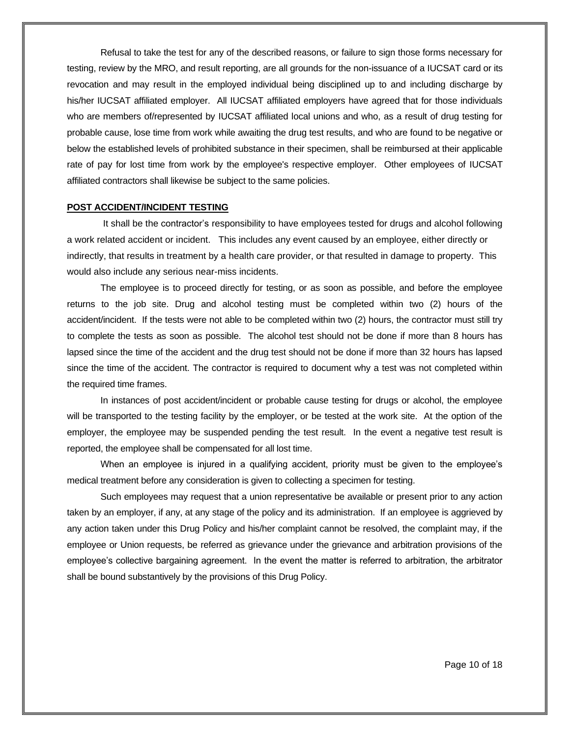Refusal to take the test for any of the described reasons, or failure to sign those forms necessary for testing, review by the MRO, and result reporting, are all grounds for the non-issuance of a IUCSAT card or its revocation and may result in the employed individual being disciplined up to and including discharge by his/her IUCSAT affiliated employer. All IUCSAT affiliated employers have agreed that for those individuals who are members of/represented by IUCSAT affiliated local unions and who, as a result of drug testing for probable cause, lose time from work while awaiting the drug test results, and who are found to be negative or below the established levels of prohibited substance in their specimen, shall be reimbursed at their applicable rate of pay for lost time from work by the employee's respective employer. Other employees of IUCSAT affiliated contractors shall likewise be subject to the same policies.

## POST ACCIDENT/INCIDENT TESTING

It shall be the contractor's responsibility to have employees tested for drugs and alcohol following a work related accident or incident. This includes any event caused by an employee, either directly or indirectly, that results in treatment by a health care provider, or that resulted in damage to property. This would also include any serious near-miss incidents.

The employee is to proceed directly for testing, or as soon as possible, and before the employee returns to the job site. Drug and alcohol testing must be completed within two (2) hours of the accident/incident. If the tests were not able to be completed within two (2) hours, the contractor must still try to complete the tests as soon as possible. The alcohol test should not be done if more than 8 hours has lapsed since the time of the accident and the drug test should not be done if more than 32 hours has lapsed since the time of the accident. The contractor is required to document why a test was not completed within the required time frames.

In instances of post accident/incident or probable cause testing for drugs or alcohol, the employee will be transported to the testing facility by the employer, or be tested at the work site. At the option of the employer, the employee may be suspended pending the test result. In the event a negative test result is reported, the employee shall be compensated for all lost time.

When an employee is injured in a qualifying accident, priority must be given to the employee's medical treatment before any consideration is given to collecting a specimen for testing.

Such employees may request that a union representative be available or present prior to any action taken by an employer, if any, at any stage of the policy and its administration. If an employee is aggrieved by any action taken under this Drug Policy and his/her complaint cannot be resolved, the complaint may, if the employee or Union requests, be referred as grievance under the grievance and arbitration provisions of the employee's collective bargaining agreement. In the event the matter is referred to arbitration, the arbitrator shall be bound substantively by the provisions of this Drug Policy.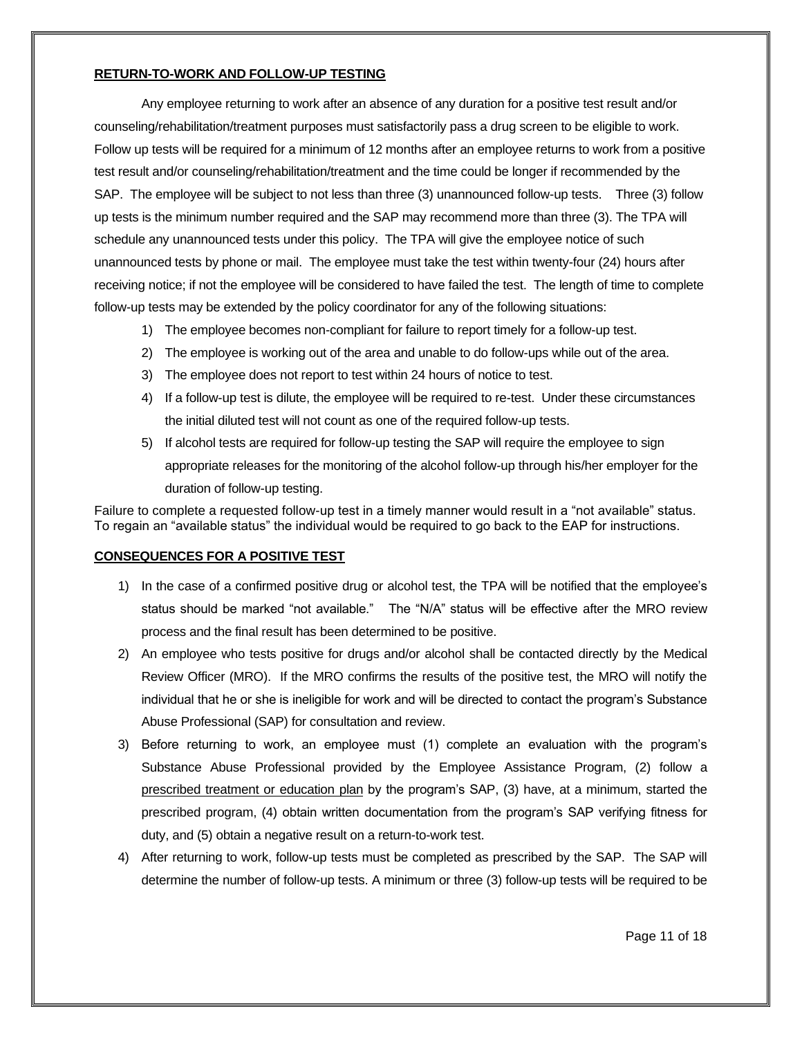**RETURN-TO-WORK AND FOLLOW-UP TESTING**

Any employee returning to work after an absence of any duration for a positive test result and/or counseling/rehabilitation/treatment purposes must satisfactorily pass a drug screen to be eligible to work. Follow up tests will be required for a minimum of 12 months after an employee returns to work from a positive test result and/or counseling/rehabilitation/treatment and the time could be longer if recommended by the SAP. The employee will be subject to not less than three (3) unannounced follow-up tests. Three (3) follow up tests is the minimum number required and the SAP may recommend more than three (3). The TPA will schedule any unannounced tests under this policy. The TPA will give the employee notice of such unannounced tests by phone or mail. The employee must take the test within twenty-four (24) hours after receiving notice; if not the employee will be considered to have failed the test. The length of time to complete follow-up tests may be extended by the policy coordinator for any of the following situations:

1) The employee becomes non-compliant for failure to report timely for a follow-up test.
2) The employee is working out of the area and unable to do follow-ups while out of the area.
3) The employee does not report to test within 24 hours of notice to test.
4) If a follow-up test is dilute, the employee will be required to re-test. Under these circumstances the initial diluted test will not count as one of the required follow-up tests.
5) If alcohol tests are required for follow-up testing the SAP will require the employee to sign appropriate releases for the monitoring of the alcohol follow-up through his/her employer for the duration of follow-up testing.

Failure to complete a requested follow-up test in a timely manner would result in a "not available" status. To regain an "available status" the individual would be required to go back to the EAP for instructions.

**CONSEQUENCES FOR A POSITIVE TEST**

1) In the case of a confirmed positive drug or alcohol test, the TPA will be notified that the employee's status should be marked "not available." The "N/A" status will be effective after the MRO review process and the final result has been determined to be positive.
2) An employee who tests positive for drugs and/or alcohol shall be contacted directly by the Medical Review Officer (MRO). If the MRO confirms the results of the positive test, the MRO will notify the individual that he or she is ineligible for work and will be directed to contact the program's Substance Abuse Professional (SAP) for consultation and review.
3) Before returning to work, an employee must (1) complete an evaluation with the program's Substance Abuse Professional provided by the Employee Assistance Program, (2) follow a prescribed treatment or education plan by the program's SAP, (3) have, at a minimum, started the prescribed program, (4) obtain written documentation from the program's SAP verifying fitness for duty, and (5) obtain a negative result on a return-to-work test.
4) After returning to work, follow-up tests must be completed as prescribed by the SAP. The SAP will determine the number of follow-up tests. A minimum or three (3) follow-up tests will be required to be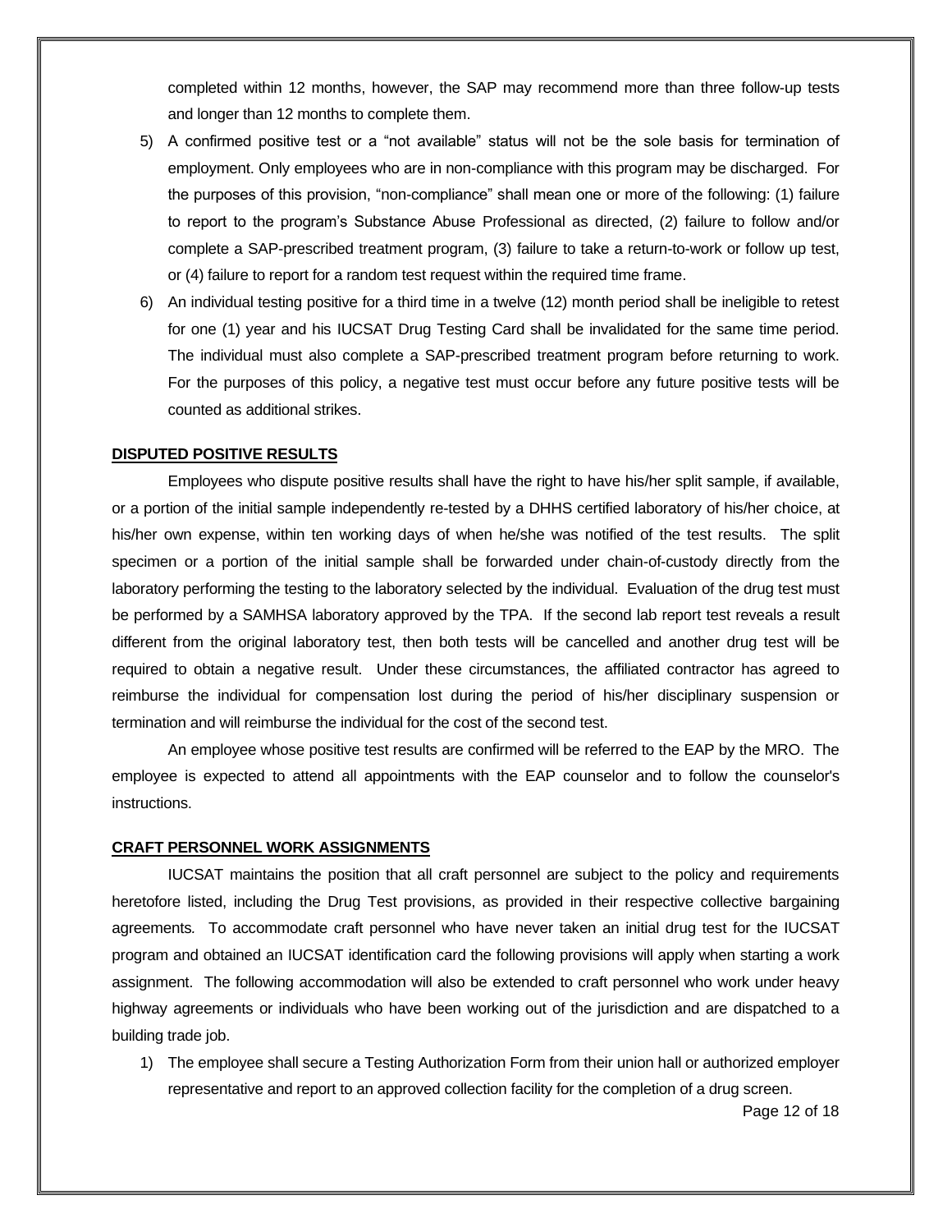completed within 12 months, however, the SAP may recommend more than three follow-up tests and longer than 12 months to complete them.

5) A confirmed positive test or a "not available" status will not be the sole basis for termination of employment. Only employees who are in non-compliance with this program may be discharged. For the purposes of this provision, "non-compliance" shall mean one or more of the following: (1) failure to report to the program's Substance Abuse Professional as directed, (2) failure to follow and/or complete a SAP-prescribed treatment program, (3) failure to take a return-to-work or follow up test, or (4) failure to report for a random test request within the required time frame.
6) An individual testing positive for a third time in a twelve (12) month period shall be ineligible to retest for one (1) year and his IUCSAT Drug Testing Card shall be invalidated for the same time period. The individual must also complete a SAP-prescribed treatment program before returning to work. For the purposes of this policy, a negative test must occur before any future positive tests will be counted as additional strikes.

**DISPUTED POSITIVE RESULTS**

Employees who dispute positive results shall have the right to have his/her split sample, if available, or a portion of the initial sample independently re-tested by a DHHS certified laboratory of his/her choice, at his/her own expense, within ten working days of when he/she was notified of the test results. The split specimen or a portion of the initial sample shall be forwarded under chain-of-custody directly from the laboratory performing the testing to the laboratory selected by the individual. Evaluation of the drug test must be performed by a SAMHSA laboratory approved by the TPA. If the second lab report test reveals a result different from the original laboratory test, then both tests will be cancelled and another drug test will be required to obtain a negative result. Under these circumstances, the affiliated contractor has agreed to reimburse the individual for compensation lost during the period of his/her disciplinary suspension or termination and will reimburse the individual for the cost of the second test.

An employee whose positive test results are confirmed will be referred to the EAP by the MRO. The employee is expected to attend all appointments with the EAP counselor and to follow the counselor's instructions.

**CRAFT PERSONNEL WORK ASSIGNMENTS**

IUCSAT maintains the position that all craft personnel are subject to the policy and requirements heretofore listed, including the Drug Test provisions, as provided in their respective collective bargaining agreements. To accommodate craft personnel who have never taken an initial drug test for the IUCSAT program and obtained an IUCSAT identification card the following provisions will apply when starting a work assignment. The following accommodation will also be extended to craft personnel who work under heavy highway agreements or individuals who have been working out of the jurisdiction and are dispatched to a building trade job.

1) The employee shall secure a Testing Authorization Form from their union hall or authorized employer representative and report to an approved collection facility for the completion of a drug screen.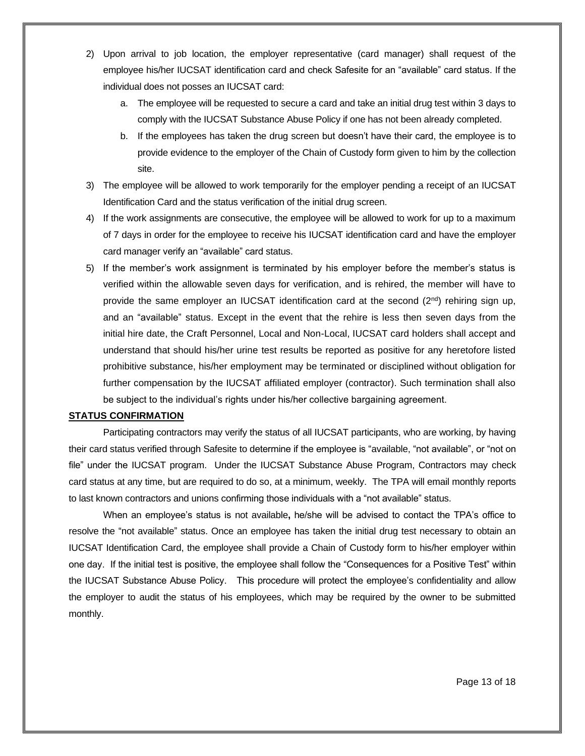2) Upon arrival to job location, the employer representative (card manager) shall request of the employee his/her IUCSAT identification card and check Safesite for an “available” card status. If the individual does not posses an IUCSAT card:
    a. The employee will be requested to secure a card and take an initial drug test within 3 days to comply with the IUCSAT Substance Abuse Policy if one has not been already completed.
    b. If the employees has taken the drug screen but doesn’t have their card, the employee is to provide evidence to the employer of the Chain of Custody form given to him by the collection site.
3) The employee will be allowed to work temporarily for the employer pending a receipt of an IUCSAT Identification Card and the status verification of the initial drug screen.
4) If the work assignments are consecutive, the employee will be allowed to work for up to a maximum of 7 days in order for the employee to receive his IUCSAT identification card and have the employer card manager verify an “available” card status.
5) If the member’s work assignment is terminated by his employer before the member’s status is verified within the allowable seven days for verification, and is rehired, the member will have to provide the same employer an IUCSAT identification card at the second (2nd) rehiring sign up, and an “available” status. Except in the event that the rehire is less then seven days from the initial hire date, the Craft Personnel, Local and Non-Local, IUCSAT card holders shall accept and understand that should his/her urine test results be reported as positive for any heretofore listed prohibitive substance, his/her employment may be terminated or disciplined without obligation for further compensation by the IUCSAT affiliated employer (contractor). Such termination shall also be subject to the individual’s rights under his/her collective bargaining agreement.

**STATUS CONFIRMATION**

Participating contractors may verify the status of all IUCSAT participants, who are working, by having their card status verified through Safesite to determine if the employee is “available, “not available”, or “not on file” under the IUCSAT program. Under the IUCSAT Substance Abuse Program, Contractors may check card status at any time, but are required to do so, at a minimum, weekly. The TPA will email monthly reports to last known contractors and unions confirming those individuals with a “not available” status.

When an employee’s status is not available**,** he/she will be advised to contact the TPA’s office to resolve the “not available” status. Once an employee has taken the initial drug test necessary to obtain an IUCSAT Identification Card, the employee shall provide a Chain of Custody form to his/her employer within one day. If the initial test is positive, the employee shall follow the “Consequences for a Positive Test” within the IUCSAT Substance Abuse Policy. This procedure will protect the employee’s confidentiality and allow the employer to audit the status of his employees, which may be required by the owner to be submitted monthly.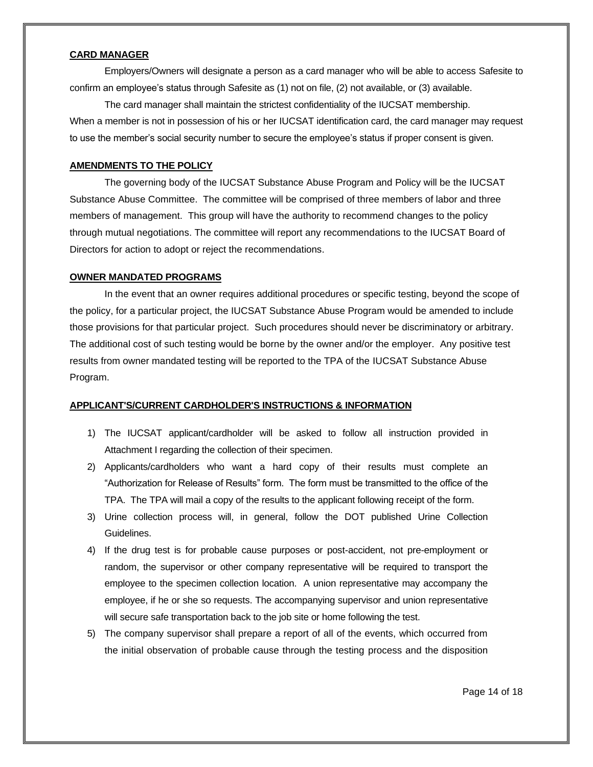**CARD MANAGER**

Employers/Owners will designate a person as a card manager who will be able to access Safesite to confirm an employee's status through Safesite as (1) not on file, (2) not available, or (3) available.

The card manager shall maintain the strictest confidentiality of the IUCSAT membership. When a member is not in possession of his or her IUCSAT identification card, the card manager may request to use the member's social security number to secure the employee's status if proper consent is given.

**AMENDMENTS TO THE POLICY**

The governing body of the IUCSAT Substance Abuse Program and Policy will be the IUCSAT Substance Abuse Committee. The committee will be comprised of three members of labor and three members of management. This group will have the authority to recommend changes to the policy through mutual negotiations. The committee will report any recommendations to the IUCSAT Board of Directors for action to adopt or reject the recommendations.

**OWNER MANDATED PROGRAMS**

In the event that an owner requires additional procedures or specific testing, beyond the scope of the policy, for a particular project, the IUCSAT Substance Abuse Program would be amended to include those provisions for that particular project. Such procedures should never be discriminatory or arbitrary. The additional cost of such testing would be borne by the owner and/or the employer. Any positive test results from owner mandated testing will be reported to the TPA of the IUCSAT Substance Abuse Program.

**APPLICANT'S/CURRENT CARDHOLDER'S INSTRUCTIONS & INFORMATION**

1) The IUCSAT applicant/cardholder will be asked to follow all instruction provided in Attachment I regarding the collection of their specimen.
2) Applicants/cardholders who want a hard copy of their results must complete an "Authorization for Release of Results" form. The form must be transmitted to the office of the TPA. The TPA will mail a copy of the results to the applicant following receipt of the form.
3) Urine collection process will, in general, follow the DOT published Urine Collection Guidelines.
4) If the drug test is for probable cause purposes or post-accident, not pre-employment or random, the supervisor or other company representative will be required to transport the employee to the specimen collection location. A union representative may accompany the employee, if he or she so requests. The accompanying supervisor and union representative will secure safe transportation back to the job site or home following the test.
5) The company supervisor shall prepare a report of all of the events, which occurred from the initial observation of probable cause through the testing process and the disposition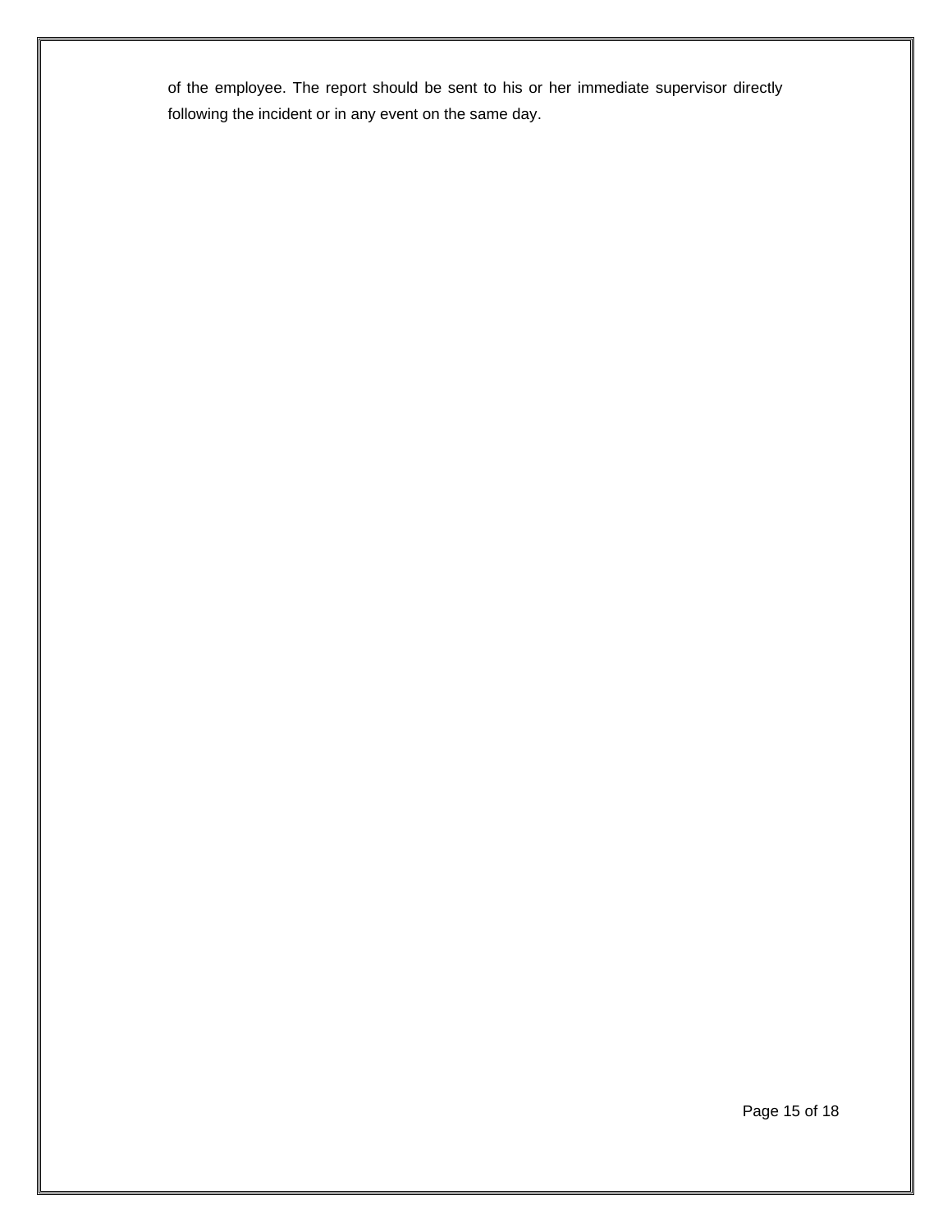of the employee. The report should be sent to his or her immediate supervisor directly following the incident or in any event on the same day.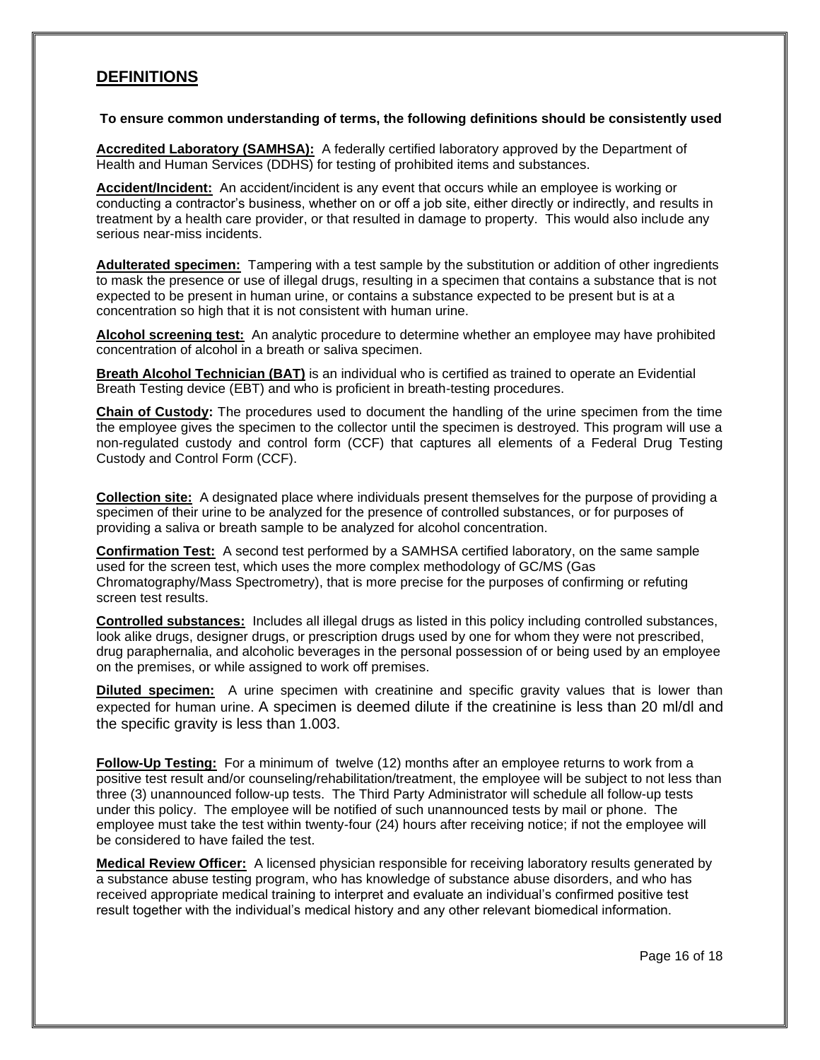## DEFINITIONS

**To ensure common understanding of terms, the following definitions should be consistently used**

**Accredited Laboratory (SAMHSA):** A federally certified laboratory approved by the Department of Health and Human Services (DDHS) for testing of prohibited items and substances.

**Accident/Incident:** An accident/incident is any event that occurs while an employee is working or conducting a contractor's business, whether on or off a job site, either directly or indirectly, and results in treatment by a health care provider, or that resulted in damage to property. This would also include any serious near-miss incidents.

**Adulterated specimen:** Tampering with a test sample by the substitution or addition of other ingredients to mask the presence or use of illegal drugs, resulting in a specimen that contains a substance that is not expected to be present in human urine, or contains a substance expected to be present but is at a concentration so high that it is not consistent with human urine.

**Alcohol screening test:** An analytic procedure to determine whether an employee may have prohibited concentration of alcohol in a breath or saliva specimen.

**Breath Alcohol Technician (BAT)** is an individual who is certified as trained to operate an Evidential Breath Testing device (EBT) and who is proficient in breath-testing procedures.

**Chain of Custody:** The procedures used to document the handling of the urine specimen from the time the employee gives the specimen to the collector until the specimen is destroyed. This program will use a non-regulated custody and control form (CCF) that captures all elements of a Federal Drug Testing Custody and Control Form (CCF).

**Collection site:** A designated place where individuals present themselves for the purpose of providing a specimen of their urine to be analyzed for the presence of controlled substances, or for purposes of providing a saliva or breath sample to be analyzed for alcohol concentration.

**Confirmation Test:** A second test performed by a SAMHSA certified laboratory, on the same sample used for the screen test, which uses the more complex methodology of GC/MS (Gas Chromatography/Mass Spectrometry), that is more precise for the purposes of confirming or refuting screen test results.

**Controlled substances:** Includes all illegal drugs as listed in this policy including controlled substances, look alike drugs, designer drugs, or prescription drugs used by one for whom they were not prescribed, drug paraphernalia, and alcoholic beverages in the personal possession of or being used by an employee on the premises, or while assigned to work off premises.

**Diluted specimen:** A urine specimen with creatinine and specific gravity values that is lower than expected for human urine. A specimen is deemed dilute if the creatinine is less than 20 ml/dl and the specific gravity is less than 1.003.

**Follow-Up Testing:** For a minimum of twelve (12) months after an employee returns to work from a positive test result and/or counseling/rehabilitation/treatment, the employee will be subject to not less than three (3) unannounced follow-up tests. The Third Party Administrator will schedule all follow-up tests under this policy. The employee will be notified of such unannounced tests by mail or phone. The employee must take the test within twenty-four (24) hours after receiving notice; if not the employee will be considered to have failed the test.

**Medical Review Officer:** A licensed physician responsible for receiving laboratory results generated by a substance abuse testing program, who has knowledge of substance abuse disorders, and who has received appropriate medical training to interpret and evaluate an individual's confirmed positive test result together with the individual's medical history and any other relevant biomedical information.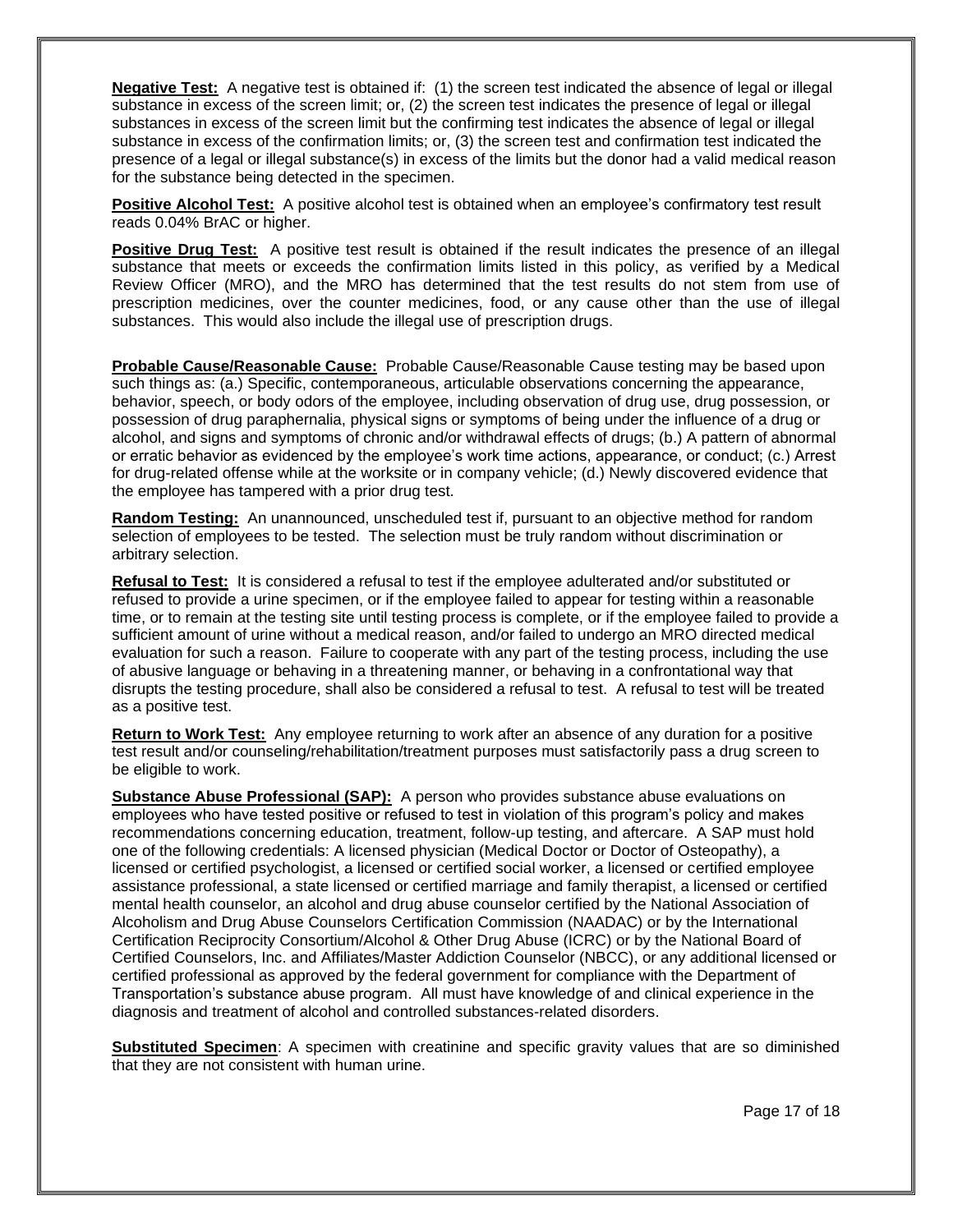**Negative Test:** A negative test is obtained if: (1) the screen test indicated the absence of legal or illegal substance in excess of the screen limit; or, (2) the screen test indicates the presence of legal or illegal substances in excess of the screen limit but the confirming test indicates the absence of legal or illegal substance in excess of the confirmation limits; or, (3) the screen test and confirmation test indicated the presence of a legal or illegal substance(s) in excess of the limits but the donor had a valid medical reason for the substance being detected in the specimen.

**Positive Alcohol Test:** A positive alcohol test is obtained when an employee's confirmatory test result reads 0.04% BrAC or higher.

**Positive Drug Test:** A positive test result is obtained if the result indicates the presence of an illegal substance that meets or exceeds the confirmation limits listed in this policy, as verified by a Medical Review Officer (MRO), and the MRO has determined that the test results do not stem from use of prescription medicines, over the counter medicines, food, or any cause other than the use of illegal substances. This would also include the illegal use of prescription drugs.

**Probable Cause/Reasonable Cause:** Probable Cause/Reasonable Cause testing may be based upon such things as: (a.) Specific, contemporaneous, articulable observations concerning the appearance, behavior, speech, or body odors of the employee, including observation of drug use, drug possession, or possession of drug paraphernalia, physical signs or symptoms of being under the influence of a drug or alcohol, and signs and symptoms of chronic and/or withdrawal effects of drugs; (b.) A pattern of abnormal or erratic behavior as evidenced by the employee's work time actions, appearance, or conduct; (c.) Arrest for drug-related offense while at the worksite or in company vehicle; (d.) Newly discovered evidence that the employee has tampered with a prior drug test.

**Random Testing:** An unannounced, unscheduled test if, pursuant to an objective method for random selection of employees to be tested. The selection must be truly random without discrimination or arbitrary selection.

**Refusal to Test:** It is considered a refusal to test if the employee adulterated and/or substituted or refused to provide a urine specimen, or if the employee failed to appear for testing within a reasonable time, or to remain at the testing site until testing process is complete, or if the employee failed to provide a sufficient amount of urine without a medical reason, and/or failed to undergo an MRO directed medical evaluation for such a reason. Failure to cooperate with any part of the testing process, including the use of abusive language or behaving in a threatening manner, or behaving in a confrontational way that disrupts the testing procedure, shall also be considered a refusal to test. A refusal to test will be treated as a positive test.

**Return to Work Test:** Any employee returning to work after an absence of any duration for a positive test result and/or counseling/rehabilitation/treatment purposes must satisfactorily pass a drug screen to be eligible to work.

**Substance Abuse Professional (SAP):** A person who provides substance abuse evaluations on employees who have tested positive or refused to test in violation of this program's policy and makes recommendations concerning education, treatment, follow-up testing, and aftercare. A SAP must hold one of the following credentials: A licensed physician (Medical Doctor or Doctor of Osteopathy), a licensed or certified psychologist, a licensed or certified social worker, a licensed or certified employee assistance professional, a state licensed or certified marriage and family therapist, a licensed or certified mental health counselor, an alcohol and drug abuse counselor certified by the National Association of Alcoholism and Drug Abuse Counselors Certification Commission (NAADAC) or by the International Certification Reciprocity Consortium/Alcohol & Other Drug Abuse (ICRC) or by the National Board of Certified Counselors, Inc. and Affiliates/Master Addiction Counselor (NBCC), or any additional licensed or certified professional as approved by the federal government for compliance with the Department of Transportation's substance abuse program. All must have knowledge of and clinical experience in the diagnosis and treatment of alcohol and controlled substances-related disorders.

**Substituted Specimen**: A specimen with creatinine and specific gravity values that are so diminished that they are not consistent with human urine.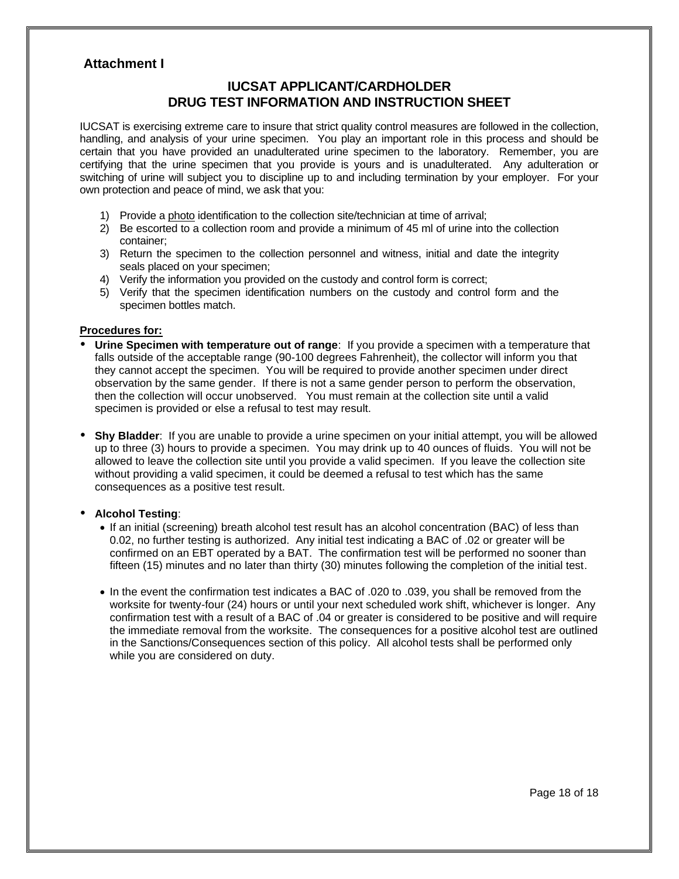**Attachment I**

## IUCSAT APPLICANT/CARDHOLDER DRUG TEST INFORMATION AND INSTRUCTION SHEET

IUCSAT is exercising extreme care to insure that strict quality control measures are followed in the collection, handling, and analysis of your urine specimen. You play an important role in this process and should be certain that you have provided an unadulterated urine specimen to the laboratory. Remember, you are certifying that the urine specimen that you provide is yours and is unadulterated. Any adulteration or switching of urine will subject you to discipline up to and including termination by your employer. For your own protection and peace of mind, we ask that you:

1) Provide a photo identification to the collection site/technician at time of arrival;
2) Be escorted to a collection room and provide a minimum of 45 ml of urine into the collection container;
3) Return the specimen to the collection personnel and witness, initial and date the integrity seals placed on your specimen;
4) Verify the information you provided on the custody and control form is correct;
5) Verify that the specimen identification numbers on the custody and control form and the specimen bottles match.

**Procedures for:**

- **Urine Specimen with temperature out of range**: If you provide a specimen with a temperature that falls outside of the acceptable range (90-100 degrees Fahrenheit), the collector will inform you that they cannot accept the specimen. You will be required to provide another specimen under direct observation by the same gender. If there is not a same gender person to perform the observation, then the collection will occur unobserved. You must remain at the collection site until a valid specimen is provided or else a refusal to test may result.

- **Shy Bladder**: If you are unable to provide a urine specimen on your initial attempt, you will be allowed up to three (3) hours to provide a specimen. You may drink up to 40 ounces of fluids. You will not be allowed to leave the collection site until you provide a valid specimen. If you leave the collection site without providing a valid specimen, it could be deemed a refusal to test which has the same consequences as a positive test result.

- **Alcohol Testing**:
  - If an initial (screening) breath alcohol test result has an alcohol concentration (BAC) of less than 0.02, no further testing is authorized. Any initial test indicating a BAC of .02 or greater will be confirmed on an EBT operated by a BAT. The confirmation test will be performed no sooner than fifteen (15) minutes and no later than thirty (30) minutes following the completion of the initial test.

  - In the event the confirmation test indicates a BAC of .020 to .039, you shall be removed from the worksite for twenty-four (24) hours or until your next scheduled work shift, whichever is longer. Any confirmation test with a result of a BAC of .04 or greater is considered to be positive and will require the immediate removal from the worksite. The consequences for a positive alcohol test are outlined in the Sanctions/Consequences section of this policy. All alcohol tests shall be performed only while you are considered on duty.